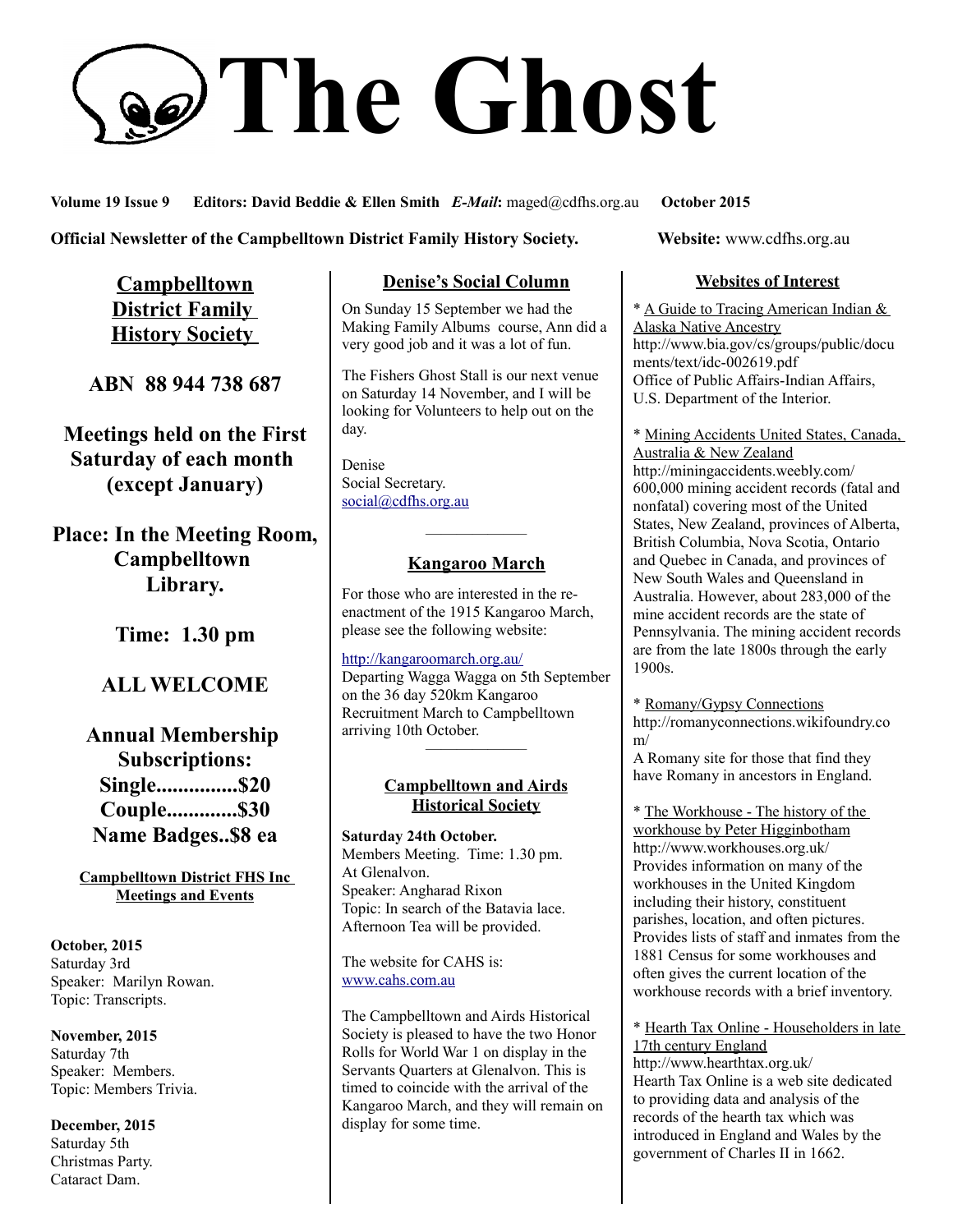# The Ghost

**Volume 19 Issue 9**  **Editors: David Beddie & Ellen Smith**  ***E-Mail*****:** maged@cdfhs.org.au  **October 2015**

**Official Newsletter of the Campbelltown District Family History Society.**  **Website:** www.cdfhs.org.au

## Campbelltown District Family History Society

**ABN 88 944 738 687**

**Meetings held on the First Saturday of each month (except January)**

**Place: In the Meeting Room, Campbelltown Library.**

**Time: 1.30 pm**

**ALL WELCOME**

**Annual Membership Subscriptions:**
**Single...............$20**
**Couple.............$30**
**Name Badges..$8 ea**

### Campbelltown District FHS Inc Meetings and Events

**October, 2015**
Saturday 3rd
Speaker: Marilyn Rowan.
Topic: Transcripts.

**November, 2015**
Saturday 7th
Speaker: Members.
Topic: Members Trivia.

**December, 2015**
Saturday 5th
Christmas Party.
Cataract Dam.

## Denise's Social Column

On Sunday 15 September we had the Making Family Albums course, Ann did a very good job and it was a lot of fun.

The Fishers Ghost Stall is our next venue on Saturday 14 November, and I will be looking for Volunteers to help out on the day.

Denise
Social Secretary.
social@cdfhs.org.au

---

## Kangaroo March

For those who are interested in the re-enactment of the 1915 Kangaroo March, please see the following website:

http://kangaroomarch.org.au/
Departing Wagga Wagga on 5th September on the 36 day 520km Kangaroo Recruitment March to Campbelltown arriving 10th October.

---

## Campbelltown and Airds Historical Society

**Saturday 24th October.**
Members Meeting. Time: 1.30 pm.
At Glenalvon.
Speaker: Angharad Rixon
Topic: In search of the Batavia lace.
Afternoon Tea will be provided.

The website for CAHS is:
www.cahs.com.au

The Campbelltown and Airds Historical Society is pleased to have the two Honor Rolls for World War 1 on display in the Servants Quarters at Glenalvon. This is timed to coincide with the arrival of the Kangaroo March, and they will remain on display for some time.

## Websites of Interest

* A Guide to Tracing American Indian & Alaska Native Ancestry
http://www.bia.gov/cs/groups/public/documents/text/idc-002619.pdf
Office of Public Affairs-Indian Affairs, U.S. Department of the Interior.

* Mining Accidents United States, Canada, Australia & New Zealand
http://miningaccidents.weebly.com/
600,000 mining accident records (fatal and nonfatal) covering most of the United States, New Zealand, provinces of Alberta, British Columbia, Nova Scotia, Ontario and Quebec in Canada, and provinces of New South Wales and Queensland in Australia. However, about 283,000 of the mine accident records are the state of Pennsylvania. The mining accident records are from the late 1800s through the early 1900s.

* Romany/Gypsy Connections
http://romanyconnections.wikifoundry.com/
A Romany site for those that find they have Romany in ancestors in England.

* The Workhouse - The history of the workhouse by Peter Higginbotham
http://www.workhouses.org.uk/
Provides information on many of the workhouses in the United Kingdom including their history, constituent parishes, location, and often pictures. Provides lists of staff and inmates from the 1881 Census for some workhouses and often gives the current location of the workhouse records with a brief inventory.

* Hearth Tax Online - Householders in late 17th century England
http://www.hearthtax.org.uk/
Hearth Tax Online is a web site dedicated to providing data and analysis of the records of the hearth tax which was introduced in England and Wales by the government of Charles II in 1662.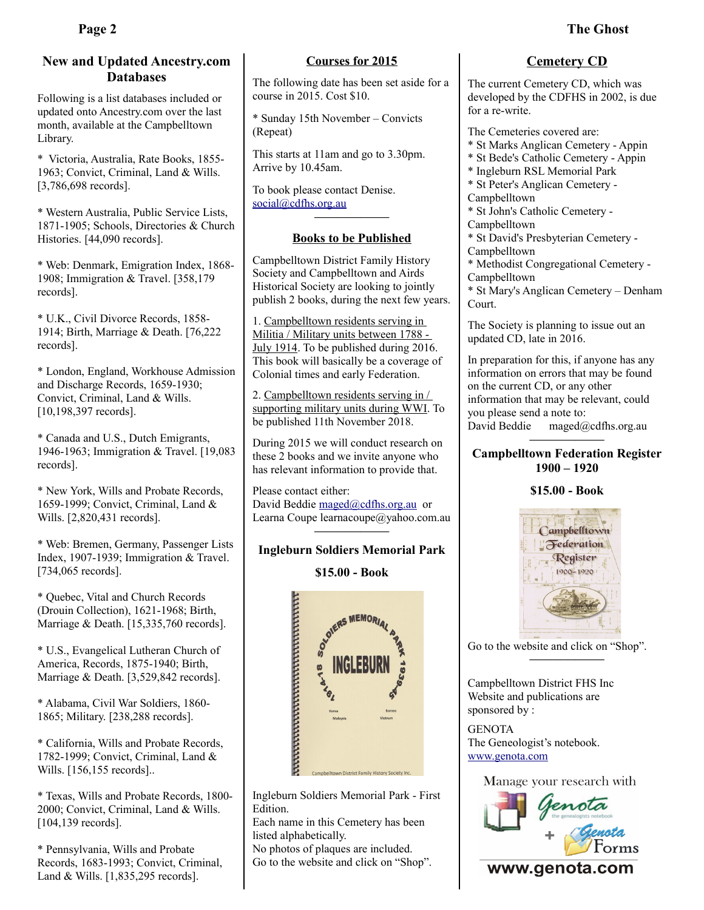## New and Updated Ancestry.com Databases

Following is a list databases included or updated onto Ancestry.com over the last month, available at the Campbelltown Library.

* Victoria, Australia, Rate Books, 1855-1963; Convict, Criminal, Land & Wills. [3,786,698 records].

* Western Australia, Public Service Lists, 1871-1905; Schools, Directories & Church Histories. [44,090 records].

* Web: Denmark, Emigration Index, 1868-1908; Immigration & Travel. [358,179 records].

* U.K., Civil Divorce Records, 1858-1914; Birth, Marriage & Death. [76,222 records].

* London, England, Workhouse Admission and Discharge Records, 1659-1930; Convict, Criminal, Land & Wills. [10,198,397 records].

* Canada and U.S., Dutch Emigrants, 1946-1963; Immigration & Travel. [19,083 records].

* New York, Wills and Probate Records, 1659-1999; Convict, Criminal, Land & Wills. [2,820,431 records].

* Web: Bremen, Germany, Passenger Lists Index, 1907-1939; Immigration & Travel. [734,065 records].

* Quebec, Vital and Church Records (Drouin Collection), 1621-1968; Birth, Marriage & Death. [15,335,760 records].

* U.S., Evangelical Lutheran Church of America, Records, 1875-1940; Birth, Marriage & Death. [3,529,842 records].

* Alabama, Civil War Soldiers, 1860-1865; Military. [238,288 records].

* California, Wills and Probate Records, 1782-1999; Convict, Criminal, Land & Wills. [156,155 records]..

* Texas, Wills and Probate Records, 1800-2000; Convict, Criminal, Land & Wills. [104,139 records].

* Pennsylvania, Wills and Probate Records, 1683-1993; Convict, Criminal, Land & Wills. [1,835,295 records].

## Courses for 2015

The following date has been set aside for a course in 2015. Cost $10.

* Sunday 15th November – Convicts (Repeat)

This starts at 11am and go to 3.30pm. Arrive by 10.45am.

To book please contact Denise.
social@cdfhs.org.au

## Books to be Published

Campbelltown District Family History Society and Campbelltown and Airds Historical Society are looking to jointly publish 2 books, during the next few years.

1. Campbelltown residents serving in Militia / Military units between 1788 - July 1914. To be published during 2016. This book will basically be a coverage of Colonial times and early Federation.

2. Campbelltown residents serving in / supporting military units during WWI. To be published 11th November 2018.

During 2015 we will conduct research on these 2 books and we invite anyone who has relevant information to provide that.

Please contact either:
David Beddie maged@cdfhs.org.au or
Learna Coupe learnacoupe@yahoo.com.au

## Ingleburn Soldiers Memorial Park

**$15.00 - Book**

Ingleburn Soldiers Memorial Park - First Edition.
Each name in this Cemetery has been listed alphabetically.
No photos of plaques are included.
Go to the website and click on "Shop".

## Cemetery CD

The current Cemetery CD, which was developed by the CDFHS in 2002, is due for a re-write.

The Cemeteries covered are:
* St Marks Anglican Cemetery - Appin
* St Bede's Catholic Cemetery - Appin
* Ingleburn RSL Memorial Park
* St Peter's Anglican Cemetery - Campbelltown
* St John's Catholic Cemetery - Campbelltown
* St David's Presbyterian Cemetery - Campbelltown
* Methodist Congregational Cemetery - Campbelltown
* St Mary's Anglican Cemetery – Denham Court.

The Society is planning to issue out an updated CD, late in 2016.

In preparation for this, if anyone has any information on errors that may be found on the current CD, or any other information that may be relevant, could you please send a note to:
David Beddie maged@cdfhs.org.au

## Campbelltown Federation Register 1900 – 1920

**$15.00 - Book**

Go to the website and click on "Shop".

Campbelltown District FHS Inc Website and publications are sponsored by :

GENOTA
The Geneologist's notebook.
www.genota.com

Manage your research with Genota + Genota Forms
www.genota.com